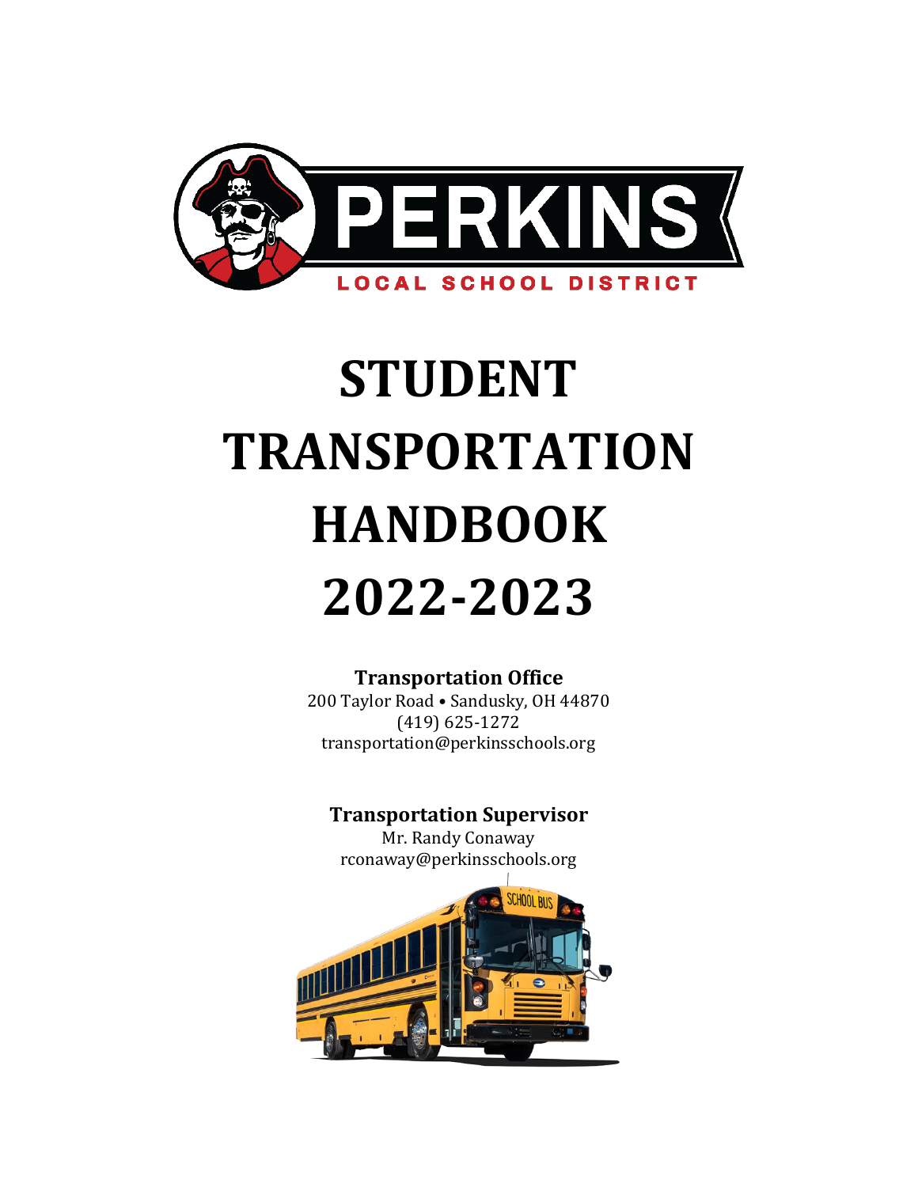PERKINS

LOCAL SCHOOL DISTRICT

# STUDENT TRANSPORTATION HANDBOOK 2022-2023

**Transportation Office**
200 Taylor Road • Sandusky, OH 44870
(419) 625-1272
transportation@perkinsschools.org

**Transportation Supervisor**
Mr. Randy Conaway
rconaway@perkinsschools.org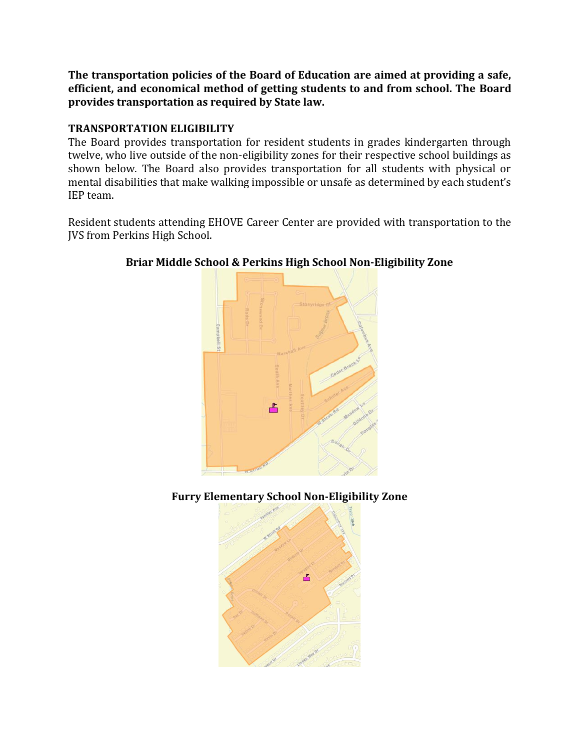**The transportation policies of the Board of Education are aimed at providing a safe, efficient, and economical method of getting students to and from school. The Board provides transportation as required by State law.**

## TRANSPORTATION ELIGIBILITY

The Board provides transportation for resident students in grades kindergarten through twelve, who live outside of the non-eligibility zones for their respective school buildings as shown below. The Board also provides transportation for all students with physical or mental disabilities that make walking impossible or unsafe as determined by each student's IEP team.

Resident students attending EHOVE Career Center are provided with transportation to the JVS from Perkins High School.

**Briar Middle School & Perkins High School Non-Eligibility Zone**

**Furry Elementary School Non-Eligibility Zone**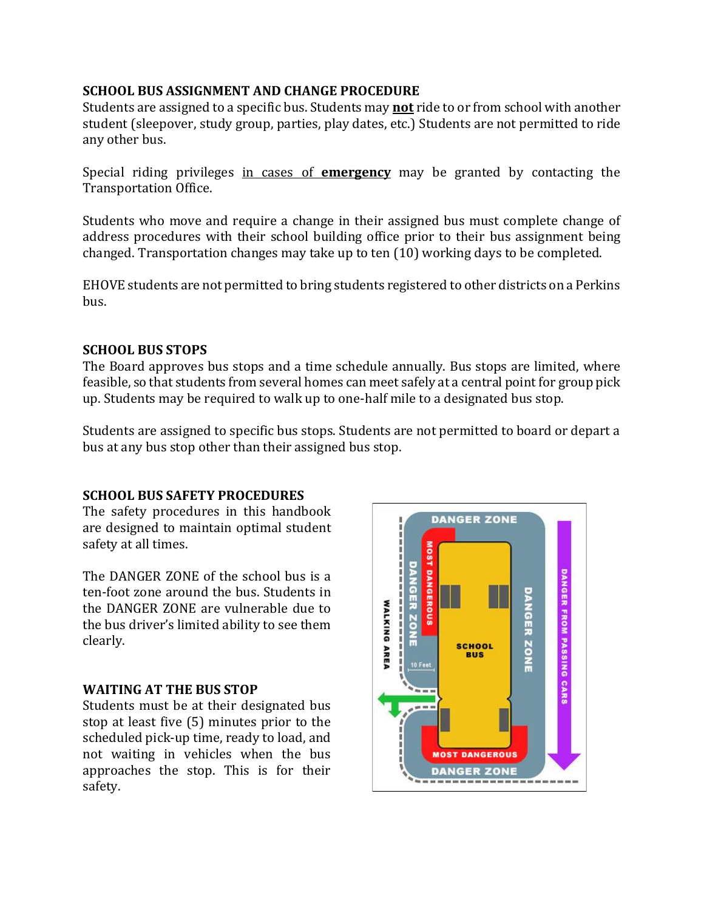## SCHOOL BUS ASSIGNMENT AND CHANGE PROCEDURE

Students are assigned to a specific bus. Students may **not** ride to or from school with another student (sleepover, study group, parties, play dates, etc.) Students are not permitted to ride any other bus.

Special riding privileges in cases of **emergency** may be granted by contacting the Transportation Office.

Students who move and require a change in their assigned bus must complete change of address procedures with their school building office prior to their bus assignment being changed. Transportation changes may take up to ten (10) working days to be completed.

EHOVE students are not permitted to bring students registered to other districts on a Perkins bus.

## SCHOOL BUS STOPS

The Board approves bus stops and a time schedule annually. Bus stops are limited, where feasible, so that students from several homes can meet safely at a central point for group pick up. Students may be required to walk up to one-half mile to a designated bus stop.

Students are assigned to specific bus stops. Students are not permitted to board or depart a bus at any bus stop other than their assigned bus stop.

## SCHOOL BUS SAFETY PROCEDURES

The safety procedures in this handbook are designed to maintain optimal student safety at all times.

The DANGER ZONE of the school bus is a ten-foot zone around the bus. Students in the DANGER ZONE are vulnerable due to the bus driver's limited ability to see them clearly.

## WAITING AT THE BUS STOP

Students must be at their designated bus stop at least five (5) minutes prior to the scheduled pick-up time, ready to load, and not waiting in vehicles when the bus approaches the stop. This is for their safety.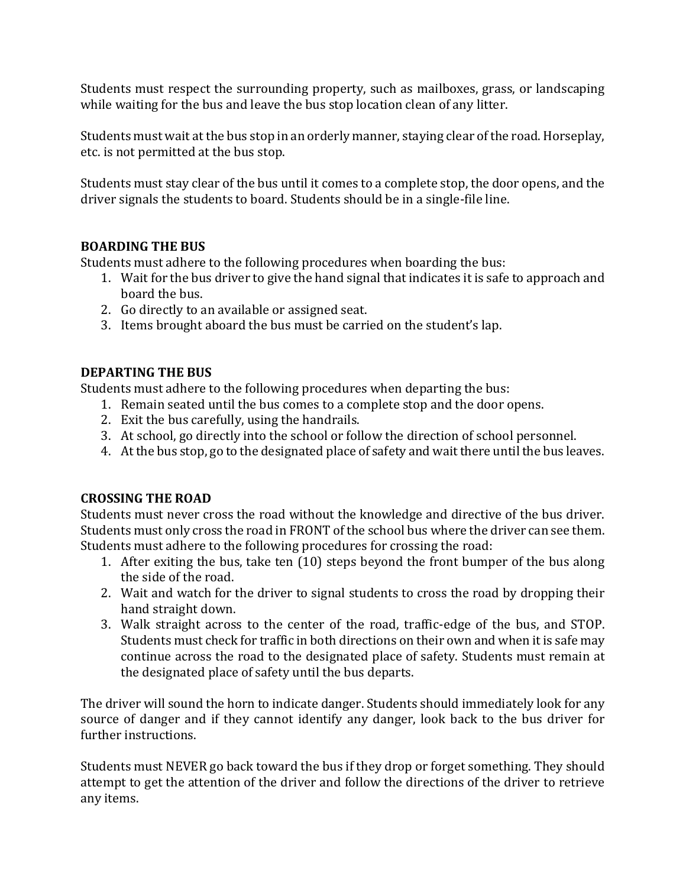Students must respect the surrounding property, such as mailboxes, grass, or landscaping while waiting for the bus and leave the bus stop location clean of any litter.

Students must wait at the bus stop in an orderly manner, staying clear of the road. Horseplay, etc. is not permitted at the bus stop.

Students must stay clear of the bus until it comes to a complete stop, the door opens, and the driver signals the students to board. Students should be in a single-file line.

**BOARDING THE BUS**

Students must adhere to the following procedures when boarding the bus:

1. Wait for the bus driver to give the hand signal that indicates it is safe to approach and board the bus.
2. Go directly to an available or assigned seat.
3. Items brought aboard the bus must be carried on the student's lap.

**DEPARTING THE BUS**

Students must adhere to the following procedures when departing the bus:

1. Remain seated until the bus comes to a complete stop and the door opens.
2. Exit the bus carefully, using the handrails.
3. At school, go directly into the school or follow the direction of school personnel.
4. At the bus stop, go to the designated place of safety and wait there until the bus leaves.

**CROSSING THE ROAD**

Students must never cross the road without the knowledge and directive of the bus driver. Students must only cross the road in FRONT of the school bus where the driver can see them. Students must adhere to the following procedures for crossing the road:

1. After exiting the bus, take ten (10) steps beyond the front bumper of the bus along the side of the road.
2. Wait and watch for the driver to signal students to cross the road by dropping their hand straight down.
3. Walk straight across to the center of the road, traffic-edge of the bus, and STOP. Students must check for traffic in both directions on their own and when it is safe may continue across the road to the designated place of safety. Students must remain at the designated place of safety until the bus departs.

The driver will sound the horn to indicate danger. Students should immediately look for any source of danger and if they cannot identify any danger, look back to the bus driver for further instructions.

Students must NEVER go back toward the bus if they drop or forget something. They should attempt to get the attention of the driver and follow the directions of the driver to retrieve any items.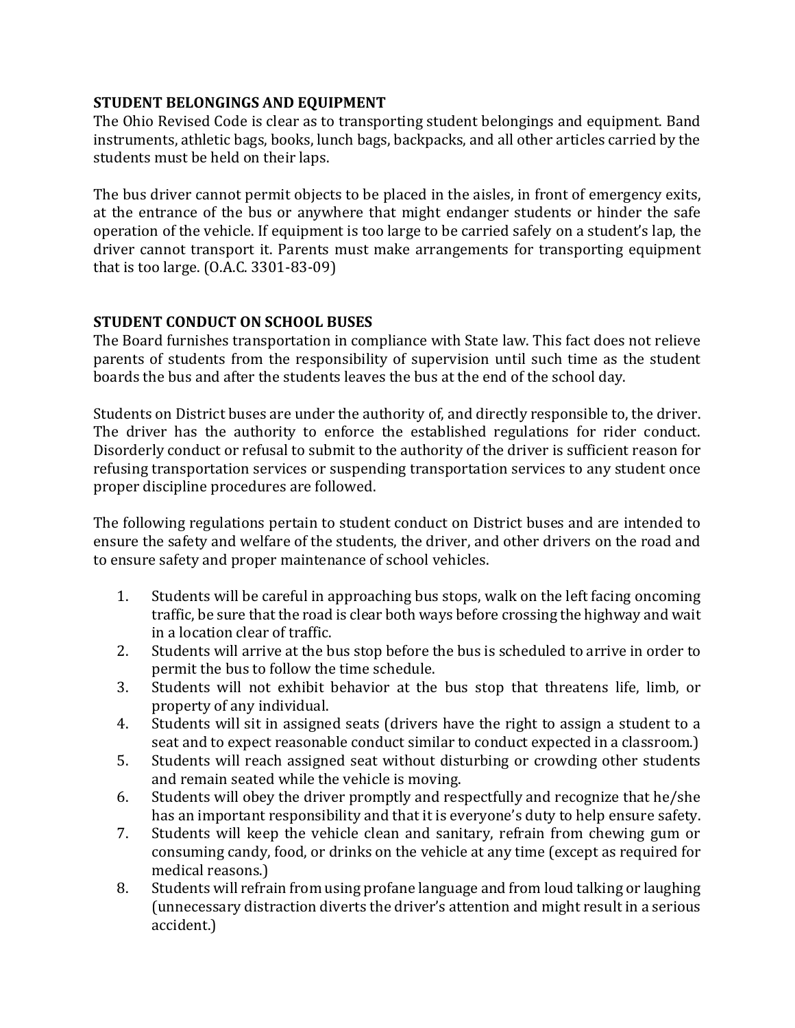## STUDENT BELONGINGS AND EQUIPMENT

The Ohio Revised Code is clear as to transporting student belongings and equipment. Band instruments, athletic bags, books, lunch bags, backpacks, and all other articles carried by the students must be held on their laps.

The bus driver cannot permit objects to be placed in the aisles, in front of emergency exits, at the entrance of the bus or anywhere that might endanger students or hinder the safe operation of the vehicle. If equipment is too large to be carried safely on a student's lap, the driver cannot transport it. Parents must make arrangements for transporting equipment that is too large. (O.A.C. 3301-83-09)

## STUDENT CONDUCT ON SCHOOL BUSES

The Board furnishes transportation in compliance with State law. This fact does not relieve parents of students from the responsibility of supervision until such time as the student boards the bus and after the students leaves the bus at the end of the school day.

Students on District buses are under the authority of, and directly responsible to, the driver. The driver has the authority to enforce the established regulations for rider conduct. Disorderly conduct or refusal to submit to the authority of the driver is sufficient reason for refusing transportation services or suspending transportation services to any student once proper discipline procedures are followed.

The following regulations pertain to student conduct on District buses and are intended to ensure the safety and welfare of the students, the driver, and other drivers on the road and to ensure safety and proper maintenance of school vehicles.

1. Students will be careful in approaching bus stops, walk on the left facing oncoming traffic, be sure that the road is clear both ways before crossing the highway and wait in a location clear of traffic.
2. Students will arrive at the bus stop before the bus is scheduled to arrive in order to permit the bus to follow the time schedule.
3. Students will not exhibit behavior at the bus stop that threatens life, limb, or property of any individual.
4. Students will sit in assigned seats (drivers have the right to assign a student to a seat and to expect reasonable conduct similar to conduct expected in a classroom.)
5. Students will reach assigned seat without disturbing or crowding other students and remain seated while the vehicle is moving.
6. Students will obey the driver promptly and respectfully and recognize that he/she has an important responsibility and that it is everyone's duty to help ensure safety.
7. Students will keep the vehicle clean and sanitary, refrain from chewing gum or consuming candy, food, or drinks on the vehicle at any time (except as required for medical reasons.)
8. Students will refrain from using profane language and from loud talking or laughing (unnecessary distraction diverts the driver's attention and might result in a serious accident.)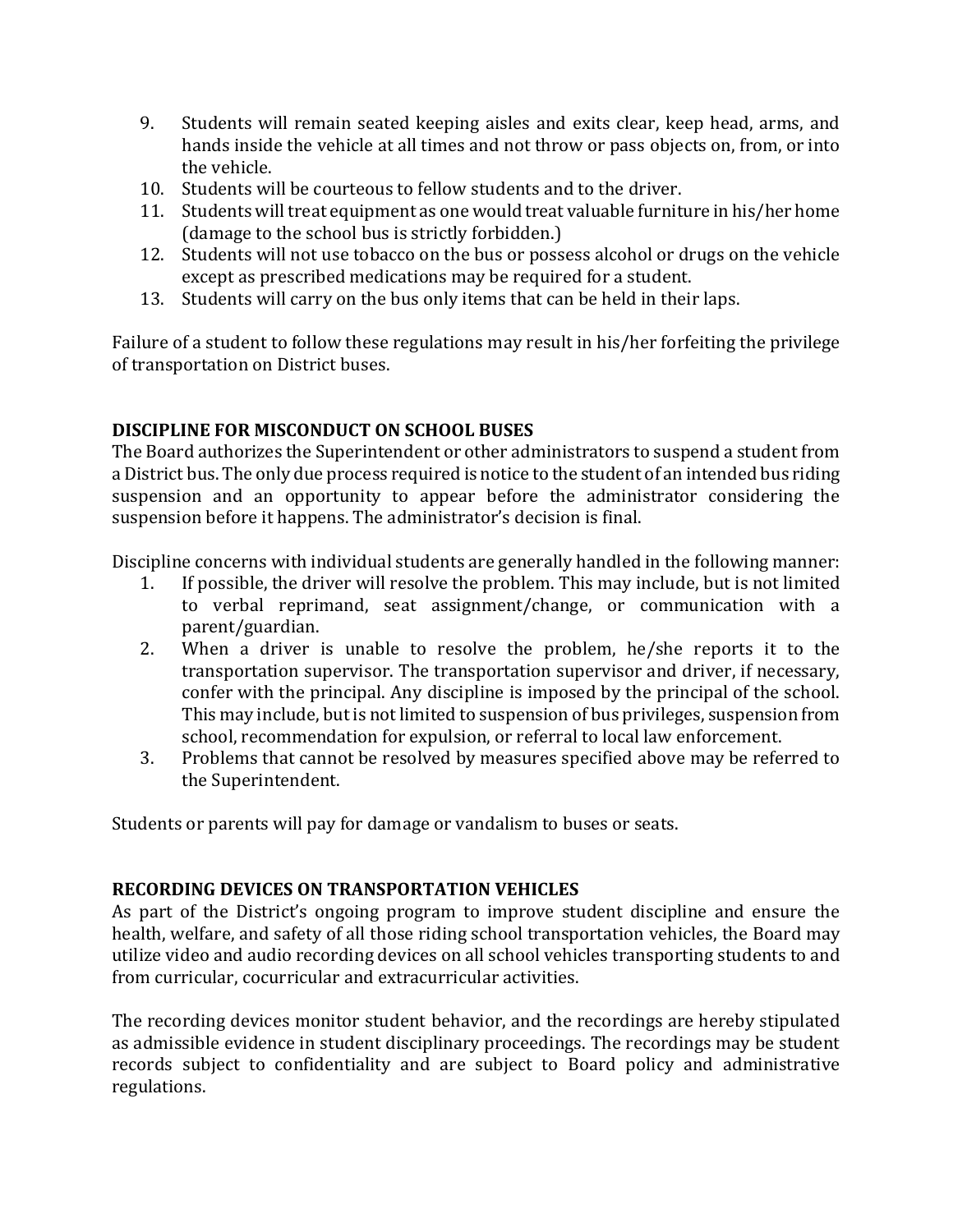9. Students will remain seated keeping aisles and exits clear, keep head, arms, and hands inside the vehicle at all times and not throw or pass objects on, from, or into the vehicle.
10. Students will be courteous to fellow students and to the driver.
11. Students will treat equipment as one would treat valuable furniture in his/her home (damage to the school bus is strictly forbidden.)
12. Students will not use tobacco on the bus or possess alcohol or drugs on the vehicle except as prescribed medications may be required for a student.
13. Students will carry on the bus only items that can be held in their laps.

Failure of a student to follow these regulations may result in his/her forfeiting the privilege of transportation on District buses.

### DISCIPLINE FOR MISCONDUCT ON SCHOOL BUSES

The Board authorizes the Superintendent or other administrators to suspend a student from a District bus. The only due process required is notice to the student of an intended bus riding suspension and an opportunity to appear before the administrator considering the suspension before it happens. The administrator's decision is final.

Discipline concerns with individual students are generally handled in the following manner:

1. If possible, the driver will resolve the problem. This may include, but is not limited to verbal reprimand, seat assignment/change, or communication with a parent/guardian.
2. When a driver is unable to resolve the problem, he/she reports it to the transportation supervisor. The transportation supervisor and driver, if necessary, confer with the principal. Any discipline is imposed by the principal of the school. This may include, but is not limited to suspension of bus privileges, suspension from school, recommendation for expulsion, or referral to local law enforcement.
3. Problems that cannot be resolved by measures specified above may be referred to the Superintendent.

Students or parents will pay for damage or vandalism to buses or seats.

### RECORDING DEVICES ON TRANSPORTATION VEHICLES

As part of the District's ongoing program to improve student discipline and ensure the health, welfare, and safety of all those riding school transportation vehicles, the Board may utilize video and audio recording devices on all school vehicles transporting students to and from curricular, cocurricular and extracurricular activities.

The recording devices monitor student behavior, and the recordings are hereby stipulated as admissible evidence in student disciplinary proceedings. The recordings may be student records subject to confidentiality and are subject to Board policy and administrative regulations.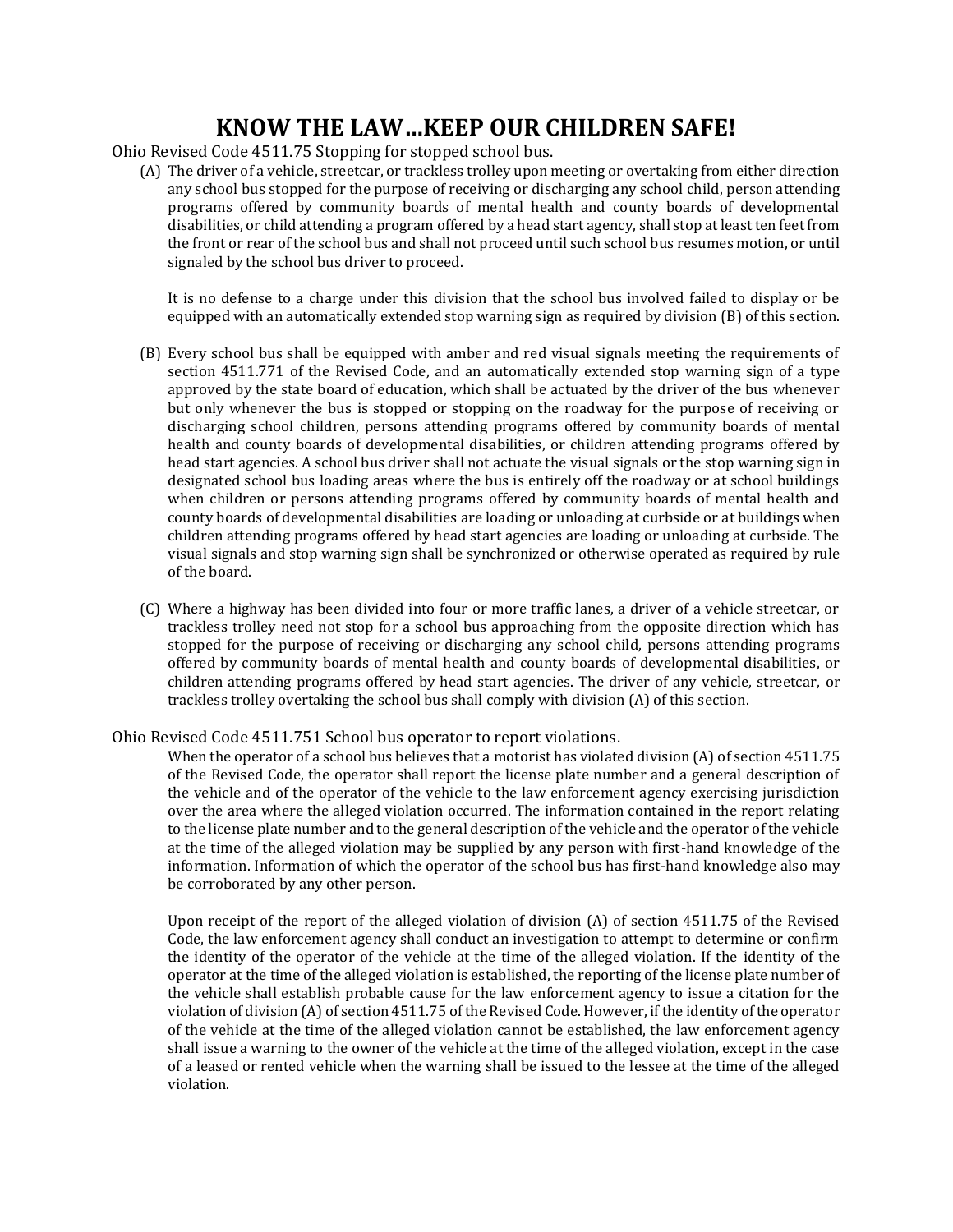# KNOW THE LAW…KEEP OUR CHILDREN SAFE!

Ohio Revised Code 4511.75 Stopping for stopped school bus.

(A) The driver of a vehicle, streetcar, or trackless trolley upon meeting or overtaking from either direction any school bus stopped for the purpose of receiving or discharging any school child, person attending programs offered by community boards of mental health and county boards of developmental disabilities, or child attending a program offered by a head start agency, shall stop at least ten feet from the front or rear of the school bus and shall not proceed until such school bus resumes motion, or until signaled by the school bus driver to proceed.

It is no defense to a charge under this division that the school bus involved failed to display or be equipped with an automatically extended stop warning sign as required by division (B) of this section.

(B) Every school bus shall be equipped with amber and red visual signals meeting the requirements of section 4511.771 of the Revised Code, and an automatically extended stop warning sign of a type approved by the state board of education, which shall be actuated by the driver of the bus whenever but only whenever the bus is stopped or stopping on the roadway for the purpose of receiving or discharging school children, persons attending programs offered by community boards of mental health and county boards of developmental disabilities, or children attending programs offered by head start agencies. A school bus driver shall not actuate the visual signals or the stop warning sign in designated school bus loading areas where the bus is entirely off the roadway or at school buildings when children or persons attending programs offered by community boards of mental health and county boards of developmental disabilities are loading or unloading at curbside or at buildings when children attending programs offered by head start agencies are loading or unloading at curbside. The visual signals and stop warning sign shall be synchronized or otherwise operated as required by rule of the board.

(C) Where a highway has been divided into four or more traffic lanes, a driver of a vehicle streetcar, or trackless trolley need not stop for a school bus approaching from the opposite direction which has stopped for the purpose of receiving or discharging any school child, persons attending programs offered by community boards of mental health and county boards of developmental disabilities, or children attending programs offered by head start agencies. The driver of any vehicle, streetcar, or trackless trolley overtaking the school bus shall comply with division (A) of this section.

Ohio Revised Code 4511.751 School bus operator to report violations.

When the operator of a school bus believes that a motorist has violated division (A) of section 4511.75 of the Revised Code, the operator shall report the license plate number and a general description of the vehicle and of the operator of the vehicle to the law enforcement agency exercising jurisdiction over the area where the alleged violation occurred. The information contained in the report relating to the license plate number and to the general description of the vehicle and the operator of the vehicle at the time of the alleged violation may be supplied by any person with first-hand knowledge of the information. Information of which the operator of the school bus has first-hand knowledge also may be corroborated by any other person.

Upon receipt of the report of the alleged violation of division (A) of section 4511.75 of the Revised Code, the law enforcement agency shall conduct an investigation to attempt to determine or confirm the identity of the operator of the vehicle at the time of the alleged violation. If the identity of the operator at the time of the alleged violation is established, the reporting of the license plate number of the vehicle shall establish probable cause for the law enforcement agency to issue a citation for the violation of division (A) of section 4511.75 of the Revised Code. However, if the identity of the operator of the vehicle at the time of the alleged violation cannot be established, the law enforcement agency shall issue a warning to the owner of the vehicle at the time of the alleged violation, except in the case of a leased or rented vehicle when the warning shall be issued to the lessee at the time of the alleged violation.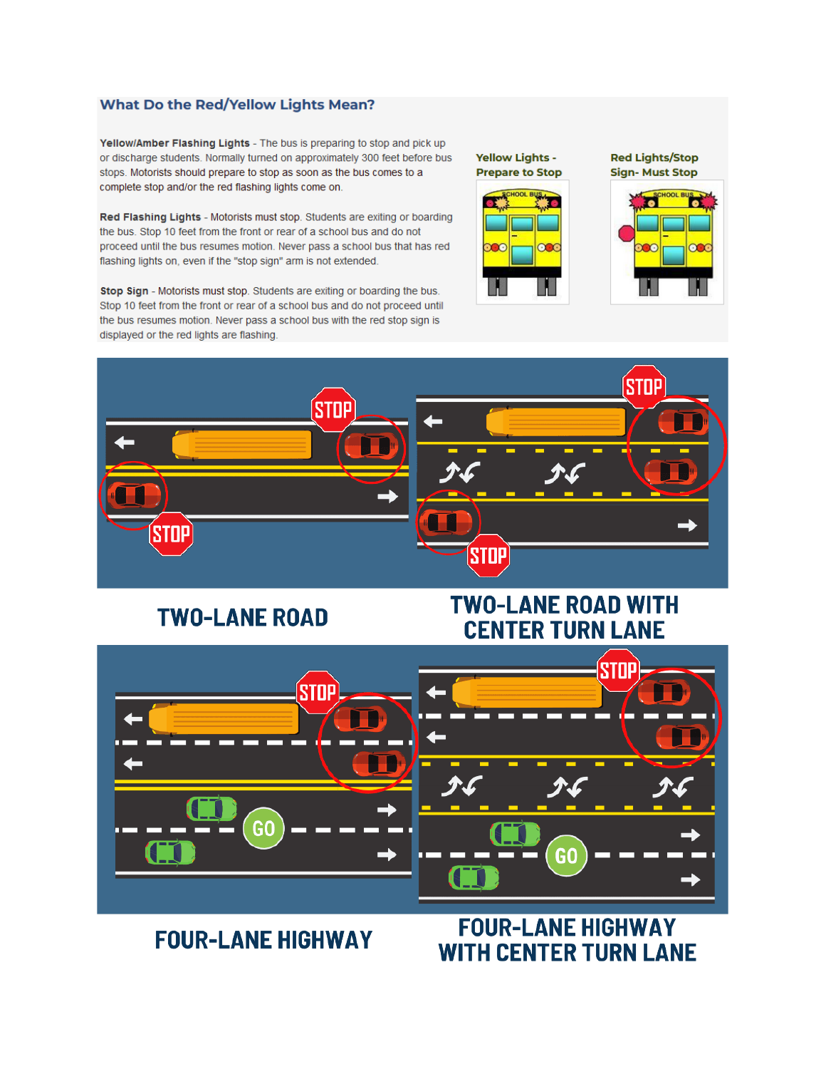## What Do the Red/Yellow Lights Mean?

**Yellow/Amber Flashing Lights** - The bus is preparing to stop and pick up or discharge students. Normally turned on approximately 300 feet before bus stops. Motorists should prepare to stop as soon as the bus comes to a complete stop and/or the red flashing lights come on.

**Red Flashing Lights** - Motorists must stop. Students are exiting or boarding the bus. Stop 10 feet from the front or rear of a school bus and do not proceed until the bus resumes motion. Never pass a school bus that has red flashing lights on, even if the "stop sign" arm is not extended.

**Stop Sign** - Motorists must stop. Students are exiting or boarding the bus. Stop 10 feet from the front or rear of a school bus and do not proceed until the bus resumes motion. Never pass a school bus with the red stop sign is displayed or the red lights are flashing.

**Yellow Lights - Prepare to Stop**

SCHOOL BUS

**Red Lights/Stop Sign- Must Stop**

SCHOOL BUS

STOP

STOP

**TWO-LANE ROAD**

STOP

STOP

**TWO-LANE ROAD WITH CENTER TURN LANE**

STOP

GO

**FOUR-LANE HIGHWAY**

STOP

GO

**FOUR-LANE HIGHWAY WITH CENTER TURN LANE**